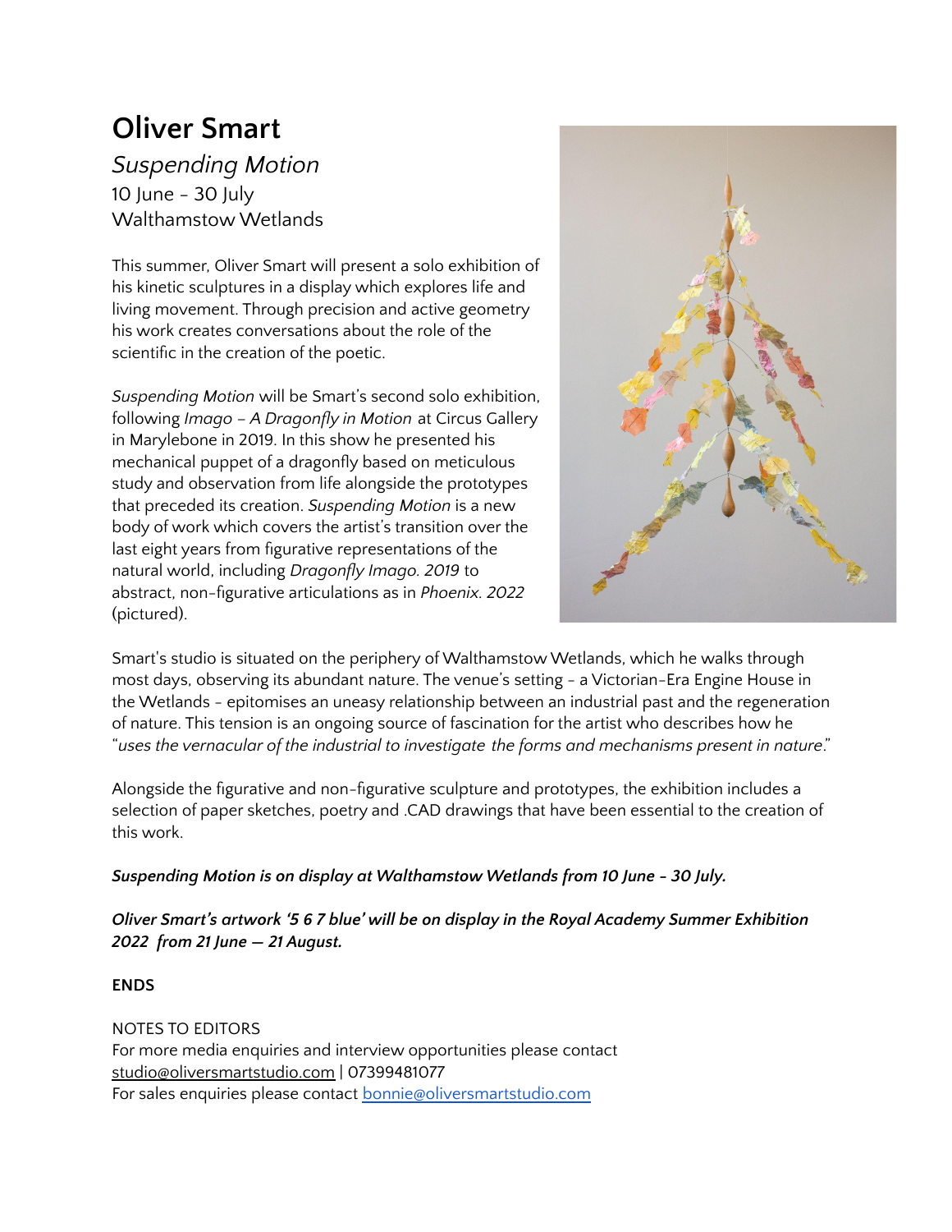# Oliver Smart

*Suspending Motion*
10 June - 30 July
Walthamstow Wetlands

This summer, Oliver Smart will present a solo exhibition of his kinetic sculptures in a display which explores life and living movement. Through precision and active geometry his work creates conversations about the role of the scientific in the creation of the poetic.

*Suspending Motion* will be Smart's second solo exhibition, following *Imago – A Dragonfly in Motion* at Circus Gallery in Marylebone in 2019. In this show he presented his mechanical puppet of a dragonfly based on meticulous study and observation from life alongside the prototypes that preceded its creation. *Suspending Motion* is a new body of work which covers the artist's transition over the last eight years from figurative representations of the natural world, including *Dragonfly Imago. 2019* to abstract, non-figurative articulations as in *Phoenix. 2022* (pictured).

Smart's studio is situated on the periphery of Walthamstow Wetlands, which he walks through most days, observing its abundant nature. The venue's setting - a Victorian-Era Engine House in the Wetlands - epitomises an uneasy relationship between an industrial past and the regeneration of nature. This tension is an ongoing source of fascination for the artist who describes how he "*uses the vernacular of the industrial to investigate the forms and mechanisms present in nature*."

Alongside the figurative and non-figurative sculpture and prototypes, the exhibition includes a selection of paper sketches, poetry and .CAD drawings that have been essential to the creation of this work.

***Suspending Motion is on display at Walthamstow Wetlands from 10 June - 30 July.***

***Oliver Smart's artwork '5 6 7 blue' will be on display in the Royal Academy Summer Exhibition 2022 from 21 June — 21 August.***

**ENDS**

NOTES TO EDITORS
For more media enquiries and interview opportunities please contact
studio@oliversmartstudio.com | 07399481077
For sales enquiries please contact bonnie@oliversmartstudio.com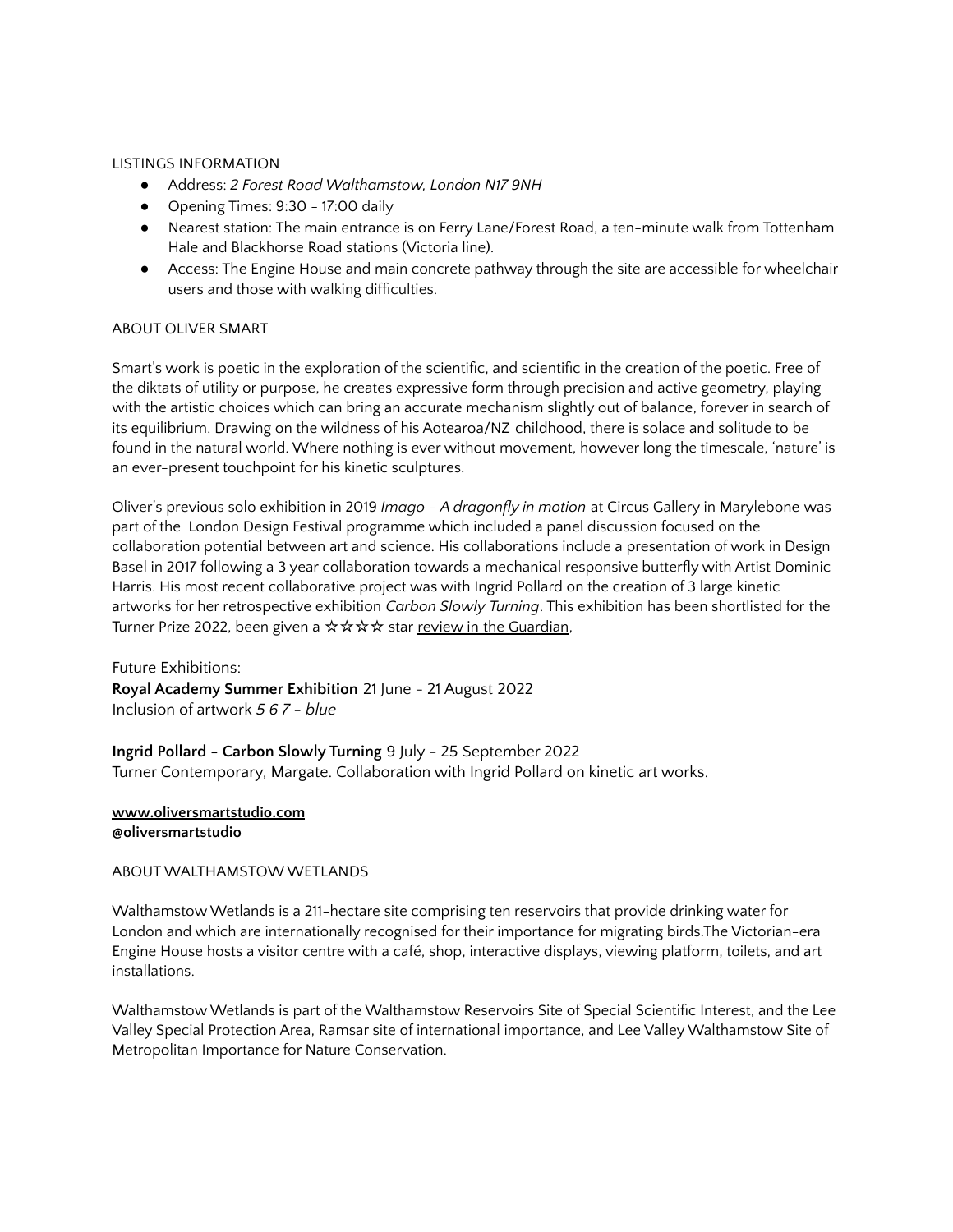LISTINGS INFORMATION

- Address: *2 Forest Road Walthamstow, London N17 9NH*
- Opening Times: 9:30 - 17:00 daily
- Nearest station: The main entrance is on Ferry Lane/Forest Road, a ten-minute walk from Tottenham Hale and Blackhorse Road stations (Victoria line).
- Access: The Engine House and main concrete pathway through the site are accessible for wheelchair users and those with walking difficulties.

ABOUT OLIVER SMART

Smart's work is poetic in the exploration of the scientific, and scientific in the creation of the poetic. Free of the diktats of utility or purpose, he creates expressive form through precision and active geometry, playing with the artistic choices which can bring an accurate mechanism slightly out of balance, forever in search of its equilibrium. Drawing on the wildness of his Aotearoa/NZ childhood, there is solace and solitude to be found in the natural world. Where nothing is ever without movement, however long the timescale, 'nature' is an ever-present touchpoint for his kinetic sculptures.

Oliver's previous solo exhibition in 2019 *Imago - A dragonfly in motion* at Circus Gallery in Marylebone was part of the London Design Festival programme which included a panel discussion focused on the collaboration potential between art and science. His collaborations include a presentation of work in Design Basel in 2017 following a 3 year collaboration towards a mechanical responsive butterfly with Artist Dominic Harris. His most recent collaborative project was with Ingrid Pollard on the creation of 3 large kinetic artworks for her retrospective exhibition *Carbon Slowly Turning*. This exhibition has been shortlisted for the Turner Prize 2022, been given a ☆☆☆☆ star review in the Guardian,

Future Exhibitions:

**Royal Academy Summer Exhibition** 21 June - 21 August 2022
Inclusion of artwork *5 6 7 - blue*

**Ingrid Pollard - Carbon Slowly Turning** 9 July - 25 September 2022
Turner Contemporary, Margate. Collaboration with Ingrid Pollard on kinetic art works.

**www.oliversmartstudio.com**
**@oliversmartstudio**

ABOUT WALTHAMSTOW WETLANDS

Walthamstow Wetlands is a 211-hectare site comprising ten reservoirs that provide drinking water for London and which are internationally recognised for their importance for migrating birds.The Victorian-era Engine House hosts a visitor centre with a café, shop, interactive displays, viewing platform, toilets, and art installations.

Walthamstow Wetlands is part of the Walthamstow Reservoirs Site of Special Scientific Interest, and the Lee Valley Special Protection Area, Ramsar site of international importance, and Lee Valley Walthamstow Site of Metropolitan Importance for Nature Conservation.